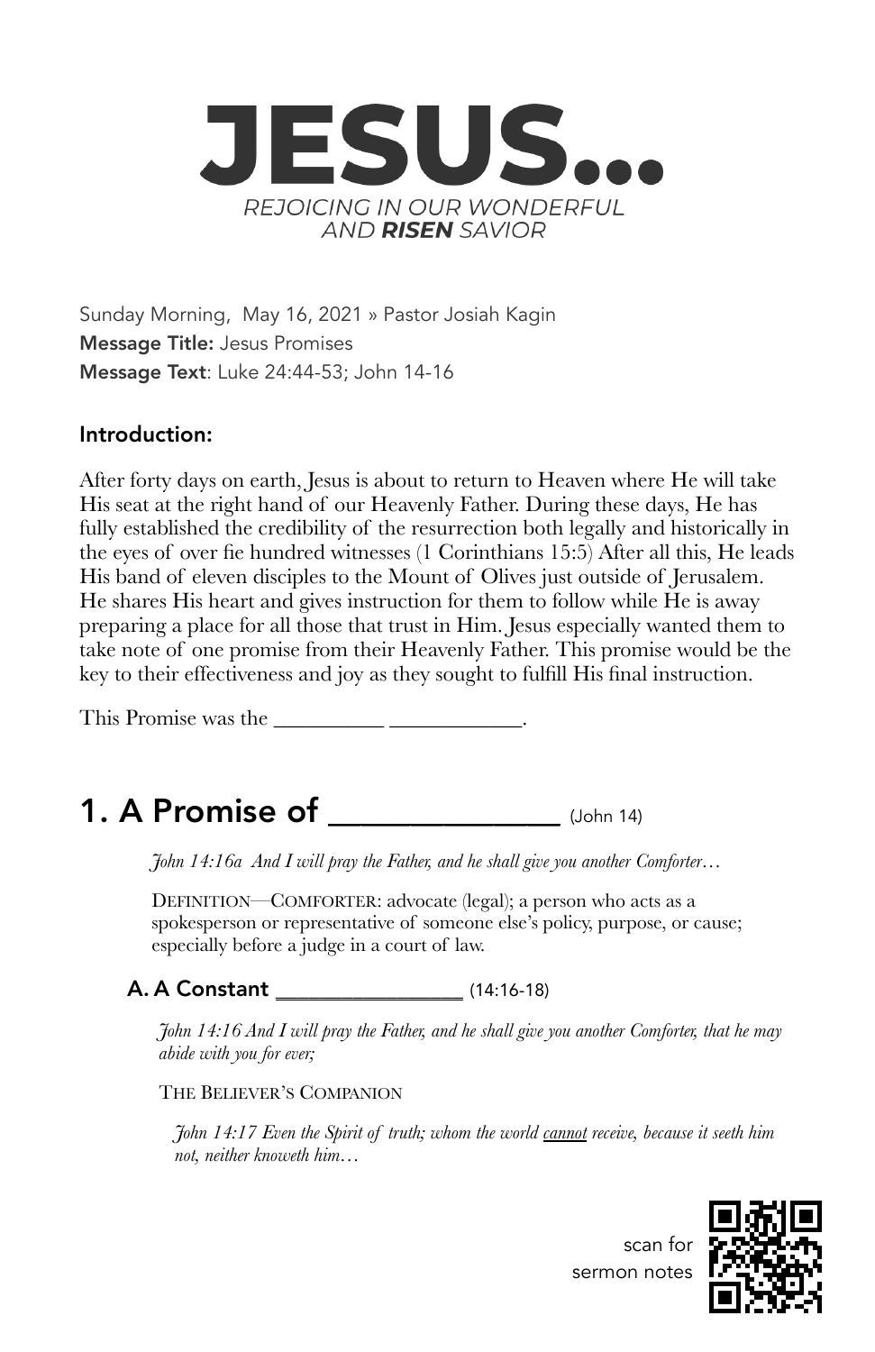# JESUS...

*REJOICING IN OUR WONDERFUL AND **RISEN** SAVIOR*

Sunday Morning, May 16, 2021 » Pastor Josiah Kagin
**Message Title:** Jesus Promises
**Message Text**: Luke 24:44-53; John 14-16

## Introduction:

After forty days on earth, Jesus is about to return to Heaven where He will take His seat at the right hand of our Heavenly Father. During these days, He has fully established the credibility of the resurrection both legally and historically in the eyes of over fie hundred witnesses (1 Corinthians 15:5) After all this, He leads His band of eleven disciples to the Mount of Olives just outside of Jerusalem. He shares His heart and gives instruction for them to follow while He is away preparing a place for all those that trust in Him. Jesus especially wanted them to take note of one promise from their Heavenly Father. This promise would be the key to their effectiveness and joy as they sought to fulfill His final instruction.

This Promise was the __________ ____________.

## 1. A Promise of ________________ (John 14)

*John 14:16a And I will pray the Father, and he shall give you another Comforter…*

DEFINITION—COMFORTER: advocate (legal); a person who acts as a spokesperson or representative of someone else's policy, purpose, or cause; especially before a judge in a court of law.

### A. A Constant __________________ (14:16-18)

*John 14:16 And I will pray the Father, and he shall give you another Comforter, that he may abide with you for ever;*

THE BELIEVER'S COMPANION

*John 14:17 Even the Spirit of truth; whom the world <u>cannot</u> receive, because it seeth him not, neither knoweth him…*

scan for sermon notes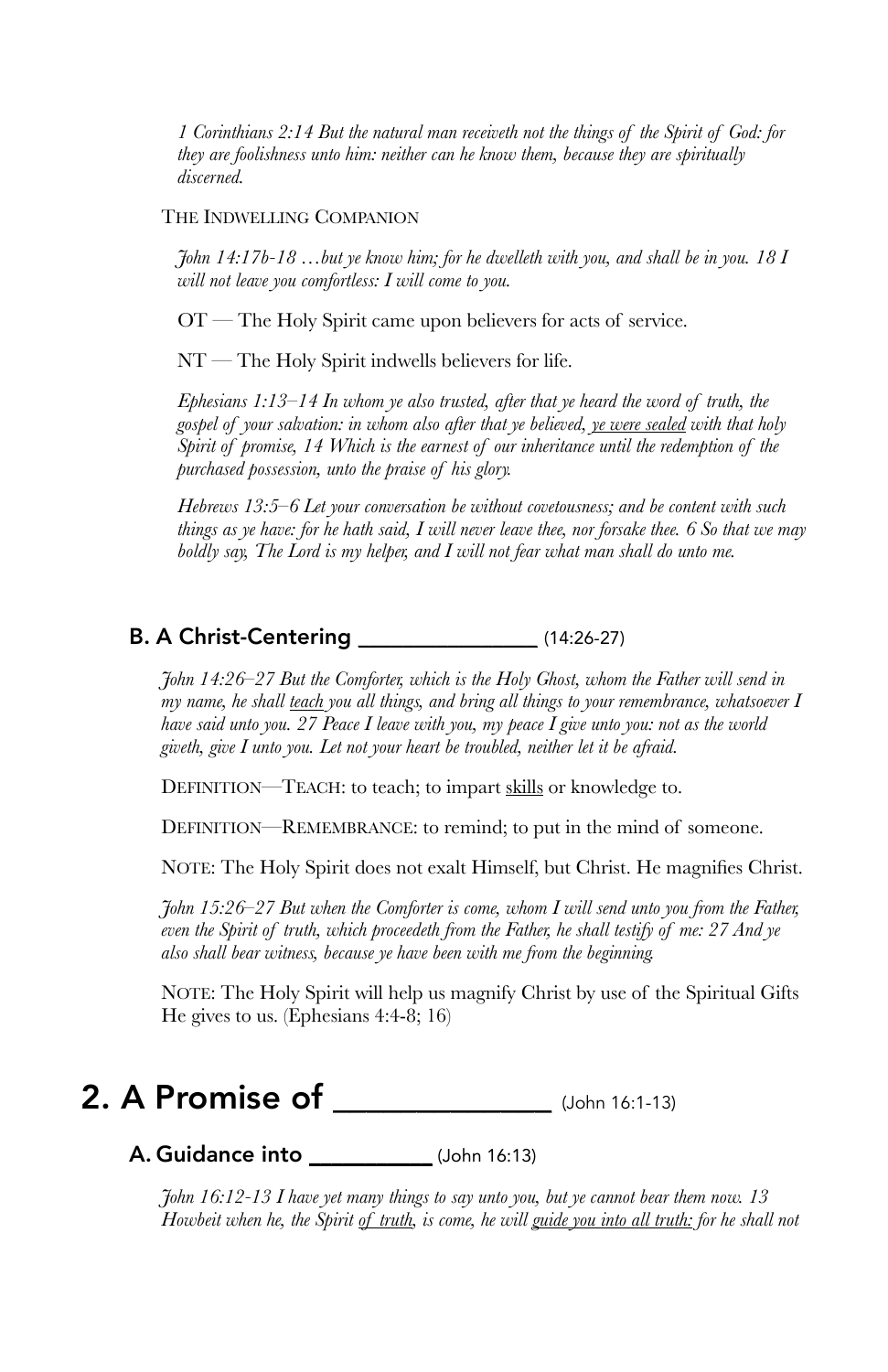*1 Corinthians 2:14 But the natural man receiveth not the things of the Spirit of God: for they are foolishness unto him: neither can he know them, because they are spiritually discerned.*

THE INDWELLING COMPANION

*John 14:17b-18 …but ye know him; for he dwelleth with you, and shall be in you. 18 I will not leave you comfortless: I will come to you.*

OT — The Holy Spirit came upon believers for acts of service.

NT — The Holy Spirit indwells believers for life.

*Ephesians 1:13–14 In whom ye also trusted, after that ye heard the word of truth, the gospel of your salvation: in whom also after that ye believed, <u>ye were sealed</u> with that holy Spirit of promise, 14 Which is the earnest of our inheritance until the redemption of the purchased possession, unto the praise of his glory.*

*Hebrews 13:5–6 Let your conversation be without covetousness; and be content with such things as ye have: for he hath said, I will never leave thee, nor forsake thee. 6 So that we may boldly say, The Lord is my helper, and I will not fear what man shall do unto me.*

### B. A Christ-Centering _______________ (14:26-27)

*John 14:26–27 But the Comforter, which is the Holy Ghost, whom the Father will send in my name, he shall <u>teach</u> you all things, and bring all things to your remembrance, whatsoever I have said unto you. 27 Peace I leave with you, my peace I give unto you: not as the world giveth, give I unto you. Let not your heart be troubled, neither let it be afraid.*

DEFINITION—TEACH: to teach; to impart <u>skills</u> or knowledge to.

DEFINITION—REMEMBRANCE: to remind; to put in the mind of someone.

NOTE: The Holy Spirit does not exalt Himself, but Christ. He magnifies Christ.

*John 15:26–27 But when the Comforter is come, whom I will send unto you from the Father, even the Spirit of truth, which proceedeth from the Father, he shall testify of me: 27 And ye also shall bear witness, because ye have been with me from the beginning.*

NOTE: The Holy Spirit will help us magnify Christ by use of the Spiritual Gifts He gives to us. (Ephesians 4:4-8; 16)

## 2. A Promise of _______________ (John 16:1-13)

### A. Guidance into __________ (John 16:13)

*John 16:12-13 I have yet many things to say unto you, but ye cannot bear them now. 13 Howbeit when he, the Spirit <u>of truth</u>, is come, he will <u>guide you into all truth:</u> for he shall not*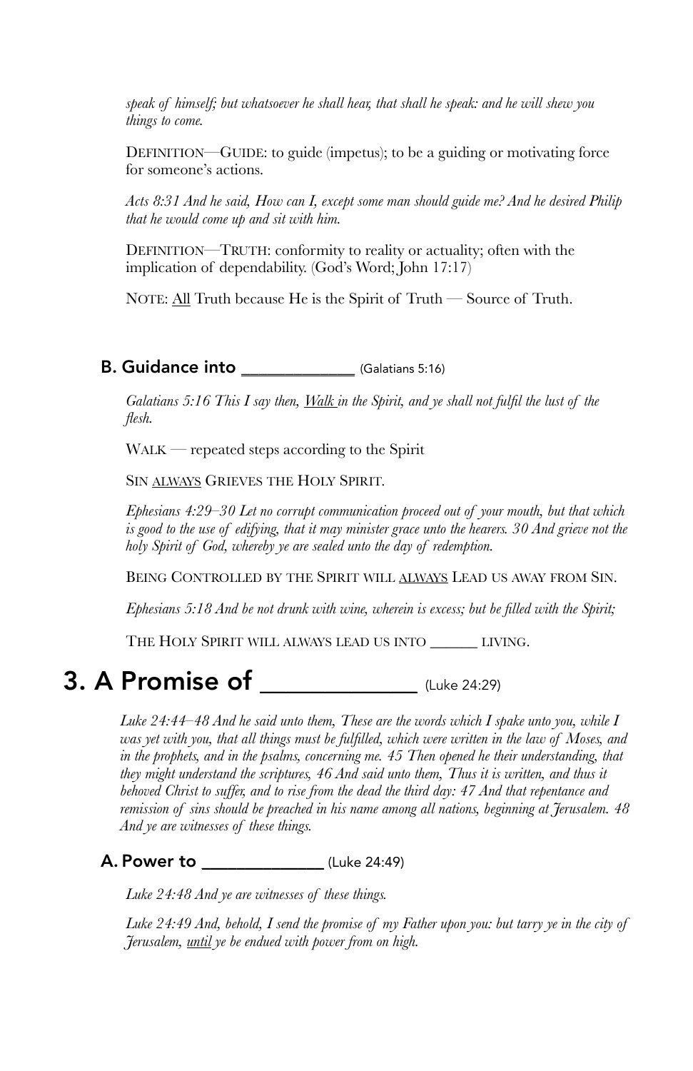*speak of himself; but whatsoever he shall hear, that shall he speak: and he will shew you things to come.*

DEFINITION—GUIDE: to guide (impetus); to be a guiding or motivating force for someone's actions.

*Acts 8:31 And he said, How can I, except some man should guide me? And he desired Philip that he would come up and sit with him.*

DEFINITION—TRUTH: conformity to reality or actuality; often with the implication of dependability. (God's Word; John 17:17)

NOTE: <u>All</u> Truth because He is the Spirit of Truth — Source of Truth.

### B. Guidance into ______________ (Galatians 5:16)

*Galatians 5:16 This I say then, <u>Walk</u> in the Spirit, and ye shall not fulfil the lust of the flesh.*

WALK — repeated steps according to the Spirit

SIN <u>ALWAYS</u> GRIEVES THE HOLY SPIRIT.

*Ephesians 4:29–30 Let no corrupt communication proceed out of your mouth, but that which is good to the use of edifying, that it may minister grace unto the hearers. 30 And grieve not the holy Spirit of God, whereby ye are sealed unto the day of redemption.*

BEING CONTROLLED BY THE SPIRIT WILL <u>ALWAYS</u> LEAD US AWAY FROM SIN.

*Ephesians 5:18 And be not drunk with wine, wherein is excess; but be filled with the Spirit;*

THE HOLY SPIRIT WILL ALWAYS LEAD US INTO ______ LIVING.

## 3. A Promise of ______________ (Luke 24:29)

*Luke 24:44–48 And he said unto them, These are the words which I spake unto you, while I was yet with you, that all things must be fulfilled, which were written in the law of Moses, and in the prophets, and in the psalms, concerning me. 45 Then opened he their understanding, that they might understand the scriptures, 46 And said unto them, Thus it is written, and thus it behoved Christ to suffer, and to rise from the dead the third day: 47 And that repentance and remission of sins should be preached in his name among all nations, beginning at Jerusalem. 48 And ye are witnesses of these things.*

### A. Power to ______________ (Luke 24:49)

*Luke 24:48 And ye are witnesses of these things.*

*Luke 24:49 And, behold, I send the promise of my Father upon you: but tarry ye in the city of Jerusalem, <u>until</u> ye be endued with power from on high.*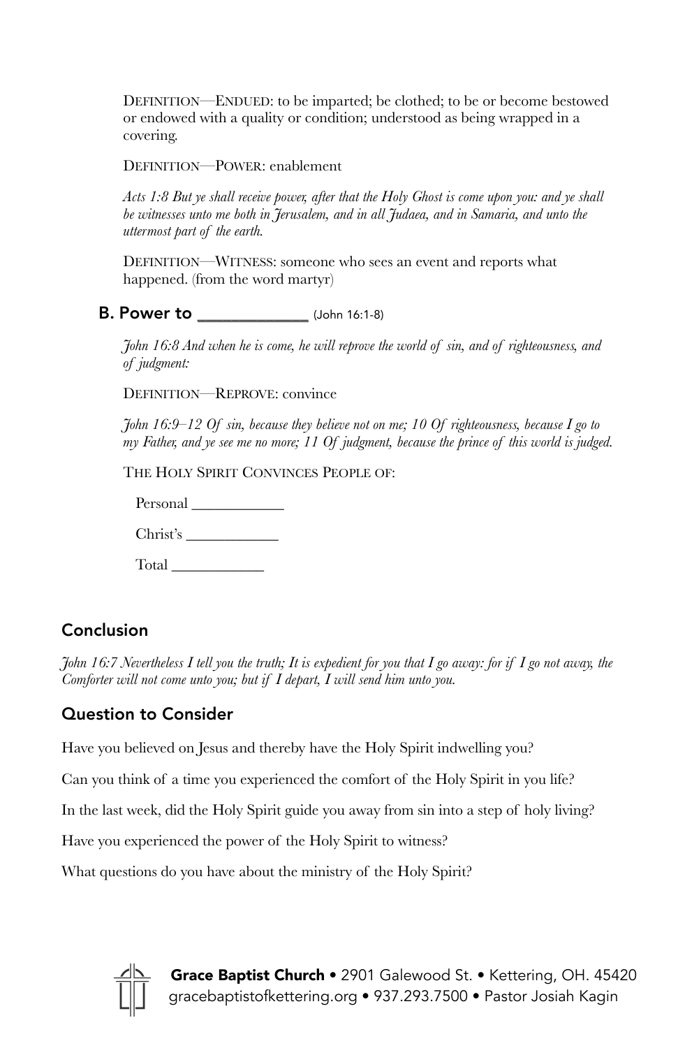DEFINITION—ENDUED: to be imparted; be clothed; to be or become bestowed or endowed with a quality or condition; understood as being wrapped in a covering.

DEFINITION—POWER: enablement

*Acts 1:8 But ye shall receive power, after that the Holy Ghost is come upon you: and ye shall be witnesses unto me both in Jerusalem, and in all Judaea, and in Samaria, and unto the uttermost part of the earth.*

DEFINITION—WITNESS: someone who sees an event and reports what happened. (from the word martyr)

### B. Power to _____________ (John 16:1-8)

*John 16:8 And when he is come, he will reprove the world of sin, and of righteousness, and of judgment:*

DEFINITION—REPROVE: convince

*John 16:9–12 Of sin, because they believe not on me; 10 Of righteousness, because I go to my Father, and ye see me no more; 11 Of judgment, because the prince of this world is judged.*

THE HOLY SPIRIT CONVINCES PEOPLE OF:

Personal ____________

Christ's ____________

Total ____________

## Conclusion

*John 16:7 Nevertheless I tell you the truth; It is expedient for you that I go away: for if I go not away, the Comforter will not come unto you; but if I depart, I will send him unto you.*

## Question to Consider

Have you believed on Jesus and thereby have the Holy Spirit indwelling you?

Can you think of a time you experienced the comfort of the Holy Spirit in you life?

In the last week, did the Holy Spirit guide you away from sin into a step of holy living?

Have you experienced the power of the Holy Spirit to witness?

What questions do you have about the ministry of the Holy Spirit?

**Grace Baptist Church** • 2901 Galewood St. • Kettering, OH. 45420
gracebaptistofkettering.org • 937.293.7500 • Pastor Josiah Kagin